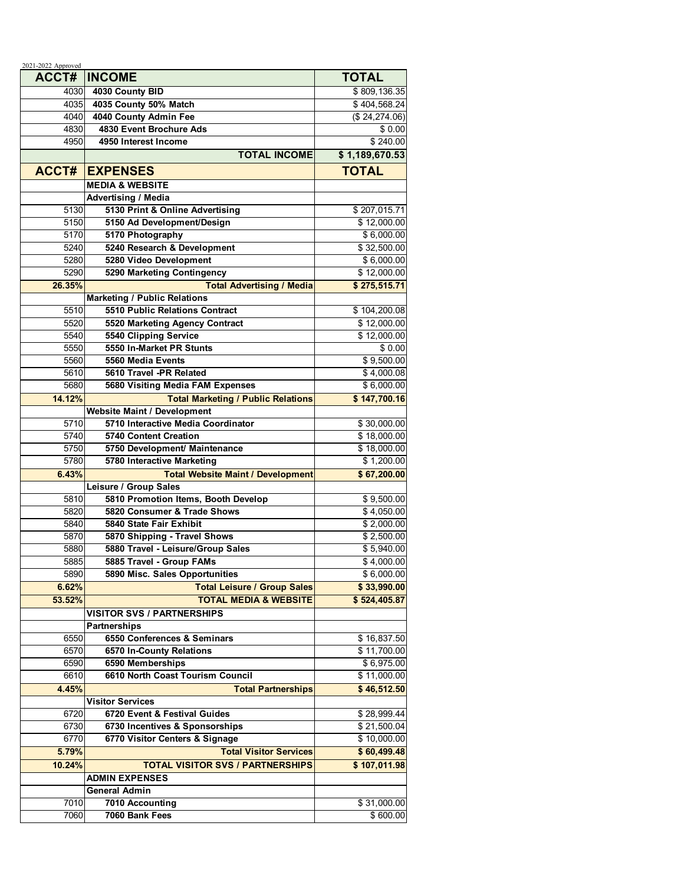2021-2022 Approved

| ACCT# | INCOME | TOTAL |
|---|---|---|
| 4030 | 4030 County BID | $ 809,136.35 |
| 4035 | 4035 County 50% Match | $ 404,568.24 |
| 4040 | 4040 County Admin Fee | ($ 24,274.06) |
| 4830 | 4830 Event Brochure Ads | $ 0.00 |
| 4950 | 4950 Interest Income | $ 240.00 |
| | TOTAL INCOME | $ 1,189,670.53 |

| ACCT# | EXPENSES | TOTAL |
|---|---|---|
| | **MEDIA & WEBSITE** | |
| | **Advertising / Media** | |
| 5130 | 5130 Print & Online Advertising | $ 207,015.71 |
| 5150 | 5150 Ad Development/Design | $ 12,000.00 |
| 5170 | 5170 Photography | $ 6,000.00 |
| 5240 | 5240 Research & Development | $ 32,500.00 |
| 5280 | 5280 Video Development | $ 6,000.00 |
| 5290 | 5290 Marketing Contingency | $ 12,000.00 |
| 26.35% | Total Advertising / Media | $ 275,515.71 |
| | **Marketing / Public Relations** | |
| 5510 | 5510 Public Relations Contract | $ 104,200.08 |
| 5520 | 5520 Marketing Agency Contract | $ 12,000.00 |
| 5540 | 5540 Clipping Service | $ 12,000.00 |
| 5550 | 5550 In-Market PR Stunts | $ 0.00 |
| 5560 | 5560 Media Events | $ 9,500.00 |
| 5610 | 5610 Travel -PR Related | $ 4,000.08 |
| 5680 | 5680 Visiting Media FAM Expenses | $ 6,000.00 |
| 14.12% | Total Marketing / Public Relations | $ 147,700.16 |
| | **Website Maint / Development** | |
| 5710 | 5710 Interactive Media Coordinator | $ 30,000.00 |
| 5740 | 5740 Content Creation | $ 18,000.00 |
| 5750 | 5750 Development/ Maintenance | $ 18,000.00 |
| 5780 | 5780 Interactive Marketing | $ 1,200.00 |
| 6.43% | Total Website Maint / Development | $ 67,200.00 |
| | **Leisure / Group Sales** | |
| 5810 | 5810 Promotion Items, Booth Develop | $ 9,500.00 |
| 5820 | 5820 Consumer & Trade Shows | $ 4,050.00 |
| 5840 | 5840 State Fair Exhibit | $ 2,000.00 |
| 5870 | 5870 Shipping - Travel Shows | $ 2,500.00 |
| 5880 | 5880 Travel - Leisure/Group Sales | $ 5,940.00 |
| 5885 | 5885 Travel - Group FAMs | $ 4,000.00 |
| 5890 | 5890 Misc. Sales Opportunities | $ 6,000.00 |
| 6.62% | Total Leisure / Group Sales | $ 33,990.00 |
| 53.52% | TOTAL MEDIA & WEBSITE | $ 524,405.87 |
| | **VISITOR SVS / PARTNERSHIPS** | |
| | **Partnerships** | |
| 6550 | 6550 Conferences & Seminars | $ 16,837.50 |
| 6570 | 6570 In-County Relations | $ 11,700.00 |
| 6590 | 6590 Memberships | $ 6,975.00 |
| 6610 | 6610 North Coast Tourism Council | $ 11,000.00 |
| 4.45% | Total Partnerships | $ 46,512.50 |
| | **Visitor Services** | |
| 6720 | 6720 Event & Festival Guides | $ 28,999.44 |
| 6730 | 6730 Incentives & Sponsorships | $ 21,500.04 |
| 6770 | 6770 Visitor Centers & Signage | $ 10,000.00 |
| 5.79% | Total Visitor Services | $ 60,499.48 |
| 10.24% | TOTAL VISITOR SVS / PARTNERSHIPS | $ 107,011.98 |
| | **ADMIN EXPENSES** | |
| | **General Admin** | |
| 7010 | 7010 Accounting | $ 31,000.00 |
| 7060 | 7060 Bank Fees | $ 600.00 |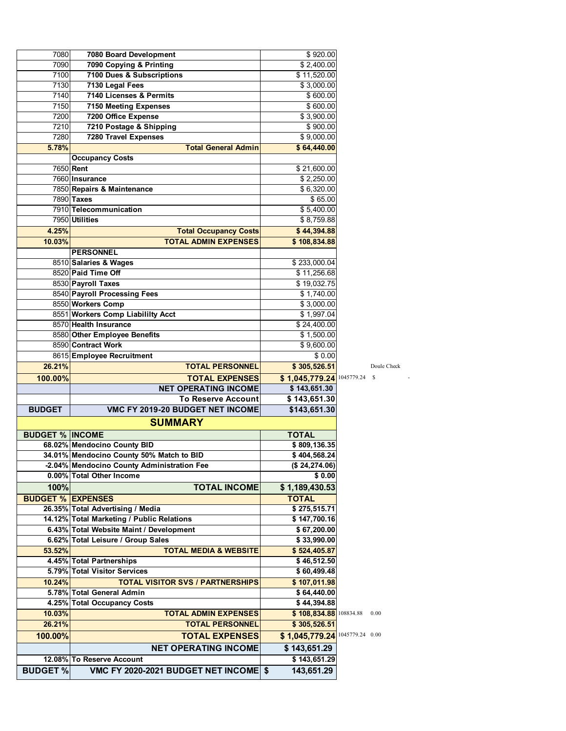| | | | | |
|---|---|---|---|---|
| 7080 | 7080 Board Development | $ 920.00 | | |
| 7090 | 7090 Copying & Printing | $ 2,400.00 | | |
| 7100 | 7100 Dues & Subscriptions | $ 11,520.00 | | |
| 7130 | 7130 Legal Fees | $ 3,000.00 | | |
| 7140 | 7140 Licenses & Permits | $ 600.00 | | |
| 7150 | 7150 Meeting Expenses | $ 600.00 | | |
| 7200 | 7200 Office Expense | $ 3,900.00 | | |
| 7210 | 7210 Postage & Shipping | $ 900.00 | | |
| 7280 | 7280 Travel Expenses | $ 9,000.00 | | |
| **5.78%** | **Total General Admin** | **$ 64,440.00** | | |
| | **Occupancy Costs** | | | |
| 7650 | Rent | $ 21,600.00 | | |
| 7660 | Insurance | $ 2,250.00 | | |
| 7850 | Repairs & Maintenance | $ 6,320.00 | | |
| 7890 | Taxes | $ 65.00 | | |
| 7910 | Telecommunication | $ 5,400.00 | | |
| 7950 | Utilities | $ 8,759.88 | | |
| **4.25%** | **Total Occupancy Costs** | **$ 44,394.88** | | |
| **10.03%** | **TOTAL ADMIN EXPENSES** | **$ 108,834.88** | | |
| | **PERSONNEL** | | | |
| 8510 | Salaries & Wages | $ 233,000.04 | | |
| 8520 | Paid Time Off | $ 11,256.68 | | |
| 8530 | Payroll Taxes | $ 19,032.75 | | |
| 8540 | Payroll Processing Fees | $ 1,740.00 | | |
| 8550 | Workers Comp | $ 3,000.00 | | |
| 8551 | Workers Comp Liabililty Acct | $ 1,997.04 | | |
| 8570 | Health Insurance | $ 24,400.00 | | |
| 8580 | Other Employee Benefits | $ 1,500.00 | | |
| 8590 | Contract Work | $ 9,600.00 | | |
| 8615 | Employee Recruitment | $ 0.00 | | |
| **26.21%** | **TOTAL PERSONNEL** | **$ 305,526.51** | | Doule Check |
| **100.00%** | **TOTAL EXPENSES** | **$ 1,045,779.24** | 1045779.24 | $ - |
| | **NET OPERATING INCOME** | **$ 143,651.30** | | |
| | **To Reserve Account** | **$ 143,651.30** | | |
| **BUDGET** | **VMC FY 2019-20 BUDGET NET INCOME** | **$143,651.30** | | |

## SUMMARY

| | | | | |
|---|---|---|---|---|
| **BUDGET %** | **INCOME** | **TOTAL** | | |
| 68.02% | Mendocino County BID | $ 809,136.35 | | |
| 34.01% | Mendocino County 50% Match to BID | $ 404,568.24 | | |
| -2.04% | Mendocino County Administration Fee | ($ 24,274.06) | | |
| 0.00% | Total Other Income | $ 0.00 | | |
| **100%** | **TOTAL INCOME** | **$ 1,189,430.53** | | |
| **BUDGET %** | **EXPENSES** | **TOTAL** | | |
| 26.35% | Total Advertising / Media | $ 275,515.71 | | |
| 14.12% | Total Marketing / Public Relations | $ 147,700.16 | | |
| 6.43% | Total Website Maint / Development | $ 67,200.00 | | |
| 6.62% | Total Leisure / Group Sales | $ 33,990.00 | | |
| **53.52%** | **TOTAL MEDIA & WEBSITE** | **$ 524,405.87** | | |
| 4.45% | Total Partnerships | $ 46,512.50 | | |
| 5.79% | Total Visitor Services | $ 60,499.48 | | |
| **10.24%** | **TOTAL VISITOR SVS / PARTNERSHIPS** | **$ 107,011.98** | | |
| 5.78% | Total General Admin | $ 64,440.00 | | |
| 4.25% | Total Occupancy Costs | $ 44,394.88 | | |
| **10.03%** | **TOTAL ADMIN EXPENSES** | **$ 108,834.88** | 108834.88 | 0.00 |
| **26.21%** | **TOTAL PERSONNEL** | **$ 305,526.51** | | |
| **100.00%** | **TOTAL EXPENSES** | **$ 1,045,779.24** | 1045779.24 | 0.00 |
| | **NET OPERATING INCOME** | **$ 143,651.29** | | |
| 12.08% | To Reserve Account | $ 143,651.29 | | |
| **BUDGET %** | **VMC FY 2020-2021 BUDGET NET INCOME** | **$ 143,651.29** | | |